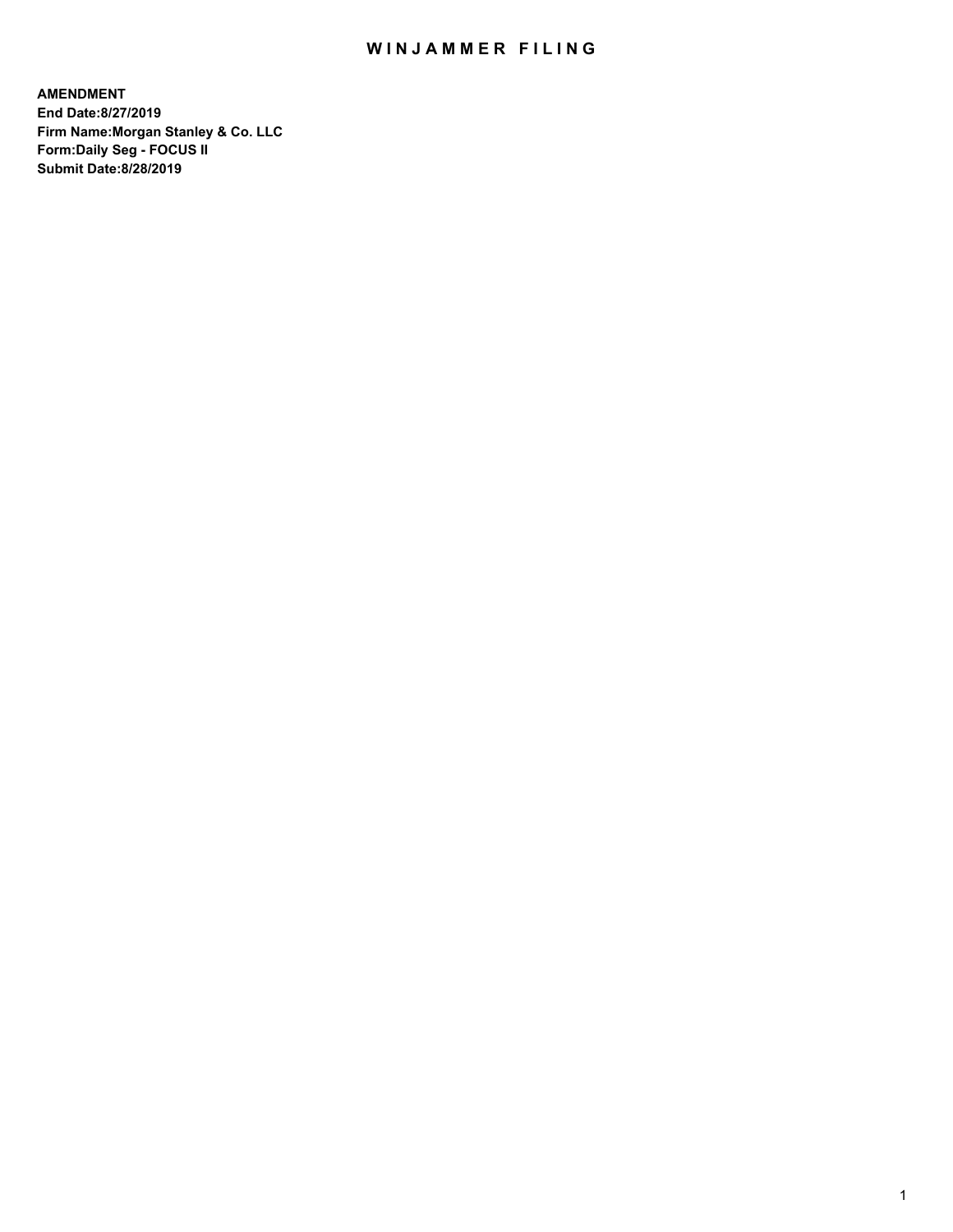# WINJAMMER FILING

**AMENDMENT**
**End Date:8/27/2019**
**Firm Name:Morgan Stanley & Co. LLC**
**Form:Daily Seg - FOCUS II**
**Submit Date:8/28/2019**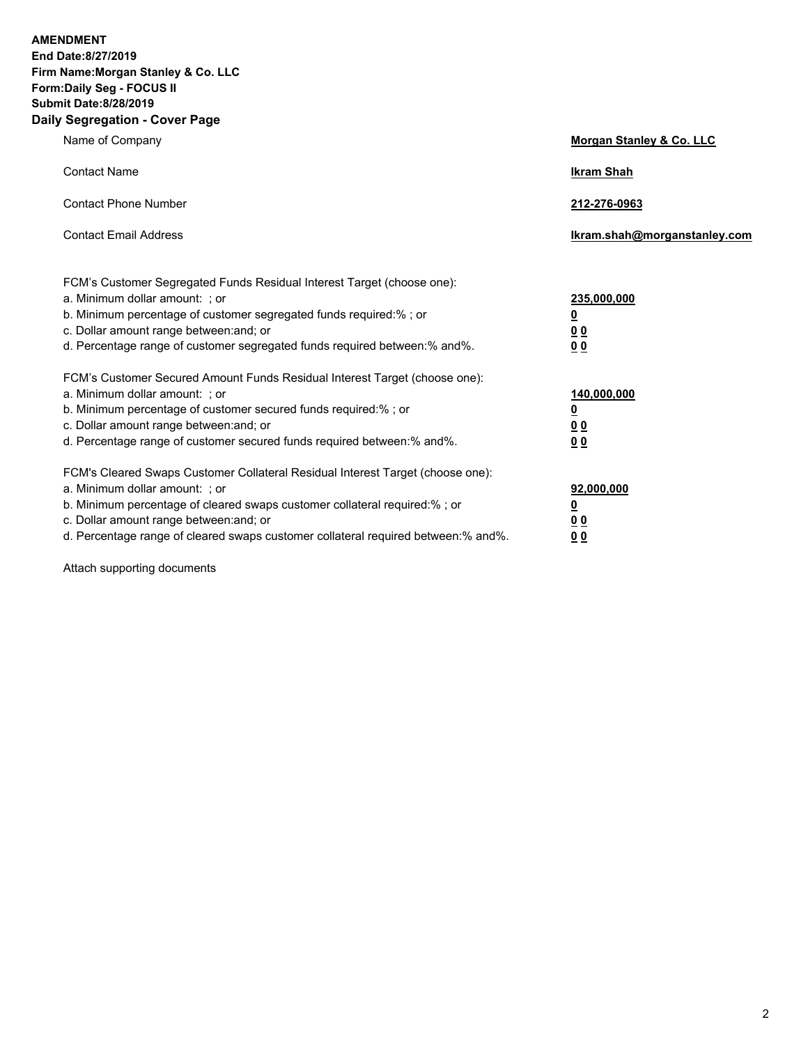**AMENDMENT**
**End Date:8/27/2019**
**Firm Name:Morgan Stanley & Co. LLC**
**Form:Daily Seg - FOCUS II**
**Submit Date:8/28/2019**

## Daily Segregation - Cover Page

| | |
|---|---|
| Name of Company | **Morgan Stanley & Co. LLC** |
| Contact Name | **Ikram Shah** |
| Contact Phone Number | **212-276-0963** |
| Contact Email Address | **Ikram.shah@morganstanley.com** |

| | |
|---|---|
| FCM's Customer Segregated Funds Residual Interest Target (choose one): | |
| a. Minimum dollar amount: ; or | **235,000,000** |
| b. Minimum percentage of customer segregated funds required:% ; or | **0** |
| c. Dollar amount range between:and; or | **0 0** |
| d. Percentage range of customer segregated funds required between:% and%. | **0 0** |
| FCM's Customer Secured Amount Funds Residual Interest Target (choose one): | |
| a. Minimum dollar amount: ; or | **140,000,000** |
| b. Minimum percentage of customer secured funds required:% ; or | **0** |
| c. Dollar amount range between:and; or | **0 0** |
| d. Percentage range of customer secured funds required between:% and%. | **0 0** |
| FCM's Cleared Swaps Customer Collateral Residual Interest Target (choose one): | |
| a. Minimum dollar amount: ; or | **92,000,000** |
| b. Minimum percentage of cleared swaps customer collateral required:% ; or | **0** |
| c. Dollar amount range between:and; or | **0 0** |
| d. Percentage range of cleared swaps customer collateral required between:% and%. | **0 0** |

Attach supporting documents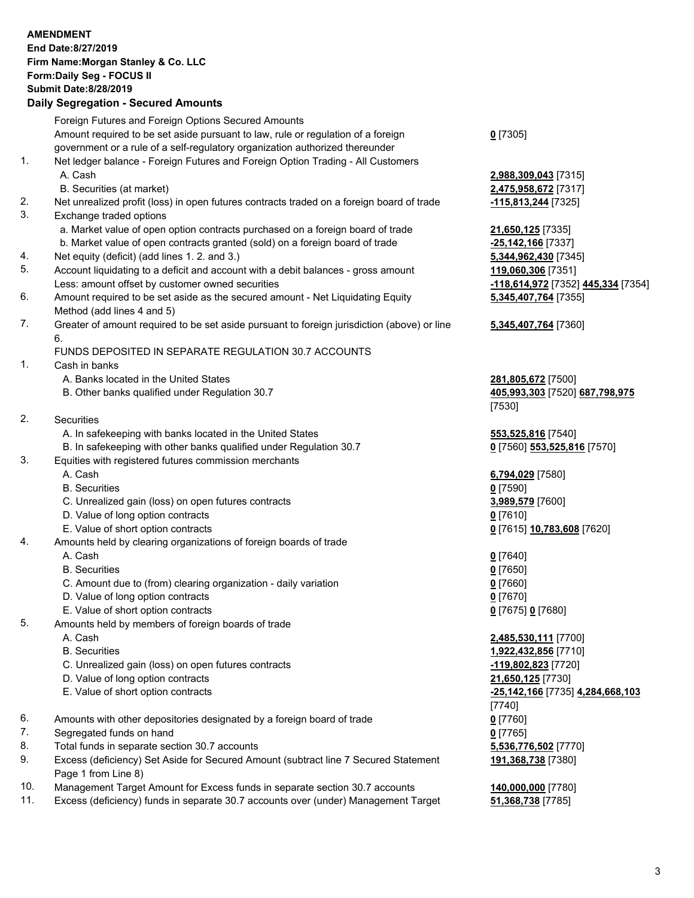**AMENDMENT**
**End Date:8/27/2019**
**Firm Name:Morgan Stanley & Co. LLC**
**Form:Daily Seg - FOCUS II**
**Submit Date:8/28/2019**

## Daily Segregation - Secured Amounts

| | | |
|---|---|---|
| | Foreign Futures and Foreign Options Secured Amounts | |
| | Amount required to be set aside pursuant to law, rule or regulation of a foreign government or a rule of a self-regulatory organization authorized thereunder | **0** [7305] |
| 1. | Net ledger balance - Foreign Futures and Foreign Option Trading - All Customers | |
| | A. Cash | **2,988,309,043** [7315] |
| | B. Securities (at market) | **2,475,958,672** [7317] |
| 2. | Net unrealized profit (loss) in open futures contracts traded on a foreign board of trade | **-115,813,244** [7325] |
| 3. | Exchange traded options | |
| | a. Market value of open option contracts purchased on a foreign board of trade | **21,650,125** [7335] |
| | b. Market value of open contracts granted (sold) on a foreign board of trade | **-25,142,166** [7337] |
| 4. | Net equity (deficit) (add lines 1. 2. and 3.) | **5,344,962,430** [7345] |
| 5. | Account liquidating to a deficit and account with a debit balances - gross amount | **119,060,306** [7351] |
| | Less: amount offset by customer owned securities | **-118,614,972** [7352] **445,334** [7354] |
| 6. | Amount required to be set aside as the secured amount - Net Liquidating Equity Method (add lines 4 and 5) | **5,345,407,764** [7355] |
| 7. | Greater of amount required to be set aside pursuant to foreign jurisdiction (above) or line 6. | **5,345,407,764** [7360] |
| | FUNDS DEPOSITED IN SEPARATE REGULATION 30.7 ACCOUNTS | |
| 1. | Cash in banks | |
| | A. Banks located in the United States | **281,805,672** [7500] |
| | B. Other banks qualified under Regulation 30.7 | **405,993,303** [7520] **687,798,975** [7530] |
| 2. | Securities | |
| | A. In safekeeping with banks located in the United States | **553,525,816** [7540] |
| | B. In safekeeping with other banks qualified under Regulation 30.7 | **0** [7560] **553,525,816** [7570] |
| 3. | Equities with registered futures commission merchants | |
| | A. Cash | **6,794,029** [7580] |
| | B. Securities | **0** [7590] |
| | C. Unrealized gain (loss) on open futures contracts | **3,989,579** [7600] |
| | D. Value of long option contracts | **0** [7610] |
| | E. Value of short option contracts | **0** [7615] **10,783,608** [7620] |
| 4. | Amounts held by clearing organizations of foreign boards of trade | |
| | A. Cash | **0** [7640] |
| | B. Securities | **0** [7650] |
| | C. Amount due to (from) clearing organization - daily variation | **0** [7660] |
| | D. Value of long option contracts | **0** [7670] |
| | E. Value of short option contracts | **0** [7675] **0** [7680] |
| 5. | Amounts held by members of foreign boards of trade | |
| | A. Cash | **2,485,530,111** [7700] |
| | B. Securities | **1,922,432,856** [7710] |
| | C. Unrealized gain (loss) on open futures contracts | **-119,802,823** [7720] |
| | D. Value of long option contracts | **21,650,125** [7730] |
| | E. Value of short option contracts | **-25,142,166** [7735] **4,284,668,103** [7740] |
| 6. | Amounts with other depositories designated by a foreign board of trade | **0** [7760] |
| 7. | Segregated funds on hand | **0** [7765] |
| 8. | Total funds in separate section 30.7 accounts | **5,536,776,502** [7770] |
| 9. | Excess (deficiency) Set Aside for Secured Amount (subtract line 7 Secured Statement Page 1 from Line 8) | **191,368,738** [7380] |
| 10. | Management Target Amount for Excess funds in separate section 30.7 accounts | **140,000,000** [7780] |
| 11. | Excess (deficiency) funds in separate 30.7 accounts over (under) Management Target | **51,368,738** [7785] |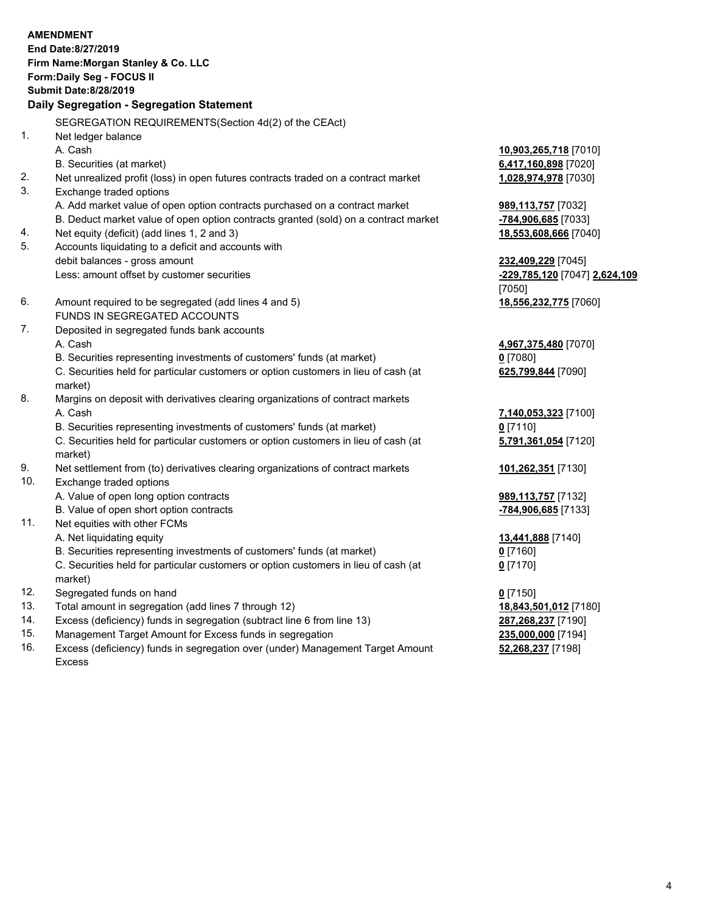**AMENDMENT**
**End Date:8/27/2019**
**Firm Name:Morgan Stanley & Co. LLC**
**Form:Daily Seg - FOCUS II**
**Submit Date:8/28/2019**

## Daily Segregation - Segregation Statement

| | | |
|---|---|---|
| | SEGREGATION REQUIREMENTS(Section 4d(2) of the CEAct) | |
| 1. | Net ledger balance | |
| | A. Cash | **10,903,265,718** [7010] |
| | B. Securities (at market) | **6,417,160,898** [7020] |
| 2. | Net unrealized profit (loss) in open futures contracts traded on a contract market | **1,028,974,978** [7030] |
| 3. | Exchange traded options | |
| | A. Add market value of open option contracts purchased on a contract market | **989,113,757** [7032] |
| | B. Deduct market value of open option contracts granted (sold) on a contract market | **-784,906,685** [7033] |
| 4. | Net equity (deficit) (add lines 1, 2 and 3) | **18,553,608,666** [7040] |
| 5. | Accounts liquidating to a deficit and accounts with debit balances - gross amount | **232,409,229** [7045] |
| | Less: amount offset by customer securities | **-229,785,120** [7047] **2,624,109** [7050] |
| 6. | Amount required to be segregated (add lines 4 and 5) | **18,556,232,775** [7060] |
| | FUNDS IN SEGREGATED ACCOUNTS | |
| 7. | Deposited in segregated funds bank accounts | |
| | A. Cash | **4,967,375,480** [7070] |
| | B. Securities representing investments of customers' funds (at market) | **0** [7080] |
| | C. Securities held for particular customers or option customers in lieu of cash (at market) | **625,799,844** [7090] |
| 8. | Margins on deposit with derivatives clearing organizations of contract markets | |
| | A. Cash | **7,140,053,323** [7100] |
| | B. Securities representing investments of customers' funds (at market) | **0** [7110] |
| | C. Securities held for particular customers or option customers in lieu of cash (at market) | **5,791,361,054** [7120] |
| 9. | Net settlement from (to) derivatives clearing organizations of contract markets | **101,262,351** [7130] |
| 10. | Exchange traded options | |
| | A. Value of open long option contracts | **989,113,757** [7132] |
| | B. Value of open short option contracts | **-784,906,685** [7133] |
| 11. | Net equities with other FCMs | |
| | A. Net liquidating equity | **13,441,888** [7140] |
| | B. Securities representing investments of customers' funds (at market) | **0** [7160] |
| | C. Securities held for particular customers or option customers in lieu of cash (at market) | **0** [7170] |
| 12. | Segregated funds on hand | **0** [7150] |
| 13. | Total amount in segregation (add lines 7 through 12) | **18,843,501,012** [7180] |
| 14. | Excess (deficiency) funds in segregation (subtract line 6 from line 13) | **287,268,237** [7190] |
| 15. | Management Target Amount for Excess funds in segregation | **235,000,000** [7194] |
| 16. | Excess (deficiency) funds in segregation over (under) Management Target Amount Excess | **52,268,237** [7198] |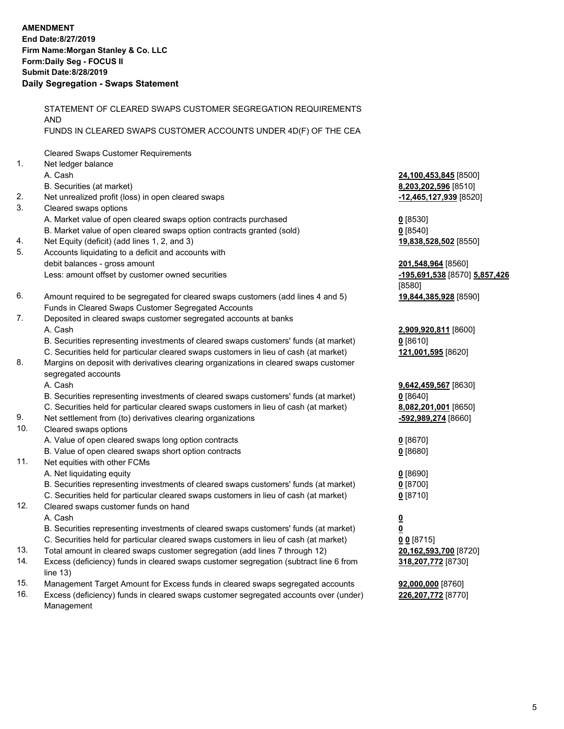**AMENDMENT**
**End Date:8/27/2019**
**Firm Name:Morgan Stanley & Co. LLC**
**Form:Daily Seg - FOCUS II**
**Submit Date:8/28/2019**
**Daily Segregation - Swaps Statement**

STATEMENT OF CLEARED SWAPS CUSTOMER SEGREGATION REQUIREMENTS AND FUNDS IN CLEARED SWAPS CUSTOMER ACCOUNTS UNDER 4D(F) OF THE CEA

Cleared Swaps Customer Requirements

1. Net ledger balance
   - A. Cash **24,100,453,845** [8500]
   - B. Securities (at market) **8,203,202,596** [8510]
2. Net unrealized profit (loss) in open cleared swaps **-12,465,127,939** [8520]
3. Cleared swaps options
   - A. Market value of open cleared swaps option contracts purchased **0** [8530]
   - B. Market value of open cleared swaps option contracts granted (sold) **0** [8540]
4. Net Equity (deficit) (add lines 1, 2, and 3) **19,838,528,502** [8550]
5. Accounts liquidating to a deficit and accounts with debit balances - gross amount **201,548,964** [8560]
   Less: amount offset by customer owned securities **-195,691,538** [8570] **5,857,426** [8580]
6. Amount required to be segregated for cleared swaps customers (add lines 4 and 5) **19,844,385,928** [8590]

Funds in Cleared Swaps Customer Segregated Accounts

7. Deposited in cleared swaps customer segregated accounts at banks
   - A. Cash **2,909,920,811** [8600]
   - B. Securities representing investments of cleared swaps customers' funds (at market) **0** [8610]
   - C. Securities held for particular cleared swaps customers in lieu of cash (at market) **121,001,595** [8620]
8. Margins on deposit with derivatives clearing organizations in cleared swaps customer segregated accounts
   - A. Cash **9,642,459,567** [8630]
   - B. Securities representing investments of cleared swaps customers' funds (at market) **0** [8640]
   - C. Securities held for particular cleared swaps customers in lieu of cash (at market) **8,082,201,001** [8650]
9. Net settlement from (to) derivatives clearing organizations **-592,989,274** [8660]
10. Cleared swaps options
    - A. Value of open cleared swaps long option contracts **0** [8670]
    - B. Value of open cleared swaps short option contracts **0** [8680]
11. Net equities with other FCMs
    - A. Net liquidating equity **0** [8690]
    - B. Securities representing investments of cleared swaps customers' funds (at market) **0** [8700]
    - C. Securities held for particular cleared swaps customers in lieu of cash (at market) **0** [8710]
12. Cleared swaps customer funds on hand
    - A. Cash **0**
    - B. Securities representing investments of cleared swaps customers' funds (at market) **0**
    - C. Securities held for particular cleared swaps customers in lieu of cash (at market) **0** **0** [8715]
13. Total amount in cleared swaps customer segregation (add lines 7 through 12) **20,162,593,700** [8720]
14. Excess (deficiency) funds in cleared swaps customer segregation (subtract line 6 from line 13) **318,207,772** [8730]
15. Management Target Amount for Excess funds in cleared swaps segregated accounts **92,000,000** [8760]
16. Excess (deficiency) funds in cleared swaps customer segregated accounts over (under) Management **226,207,772** [8770]